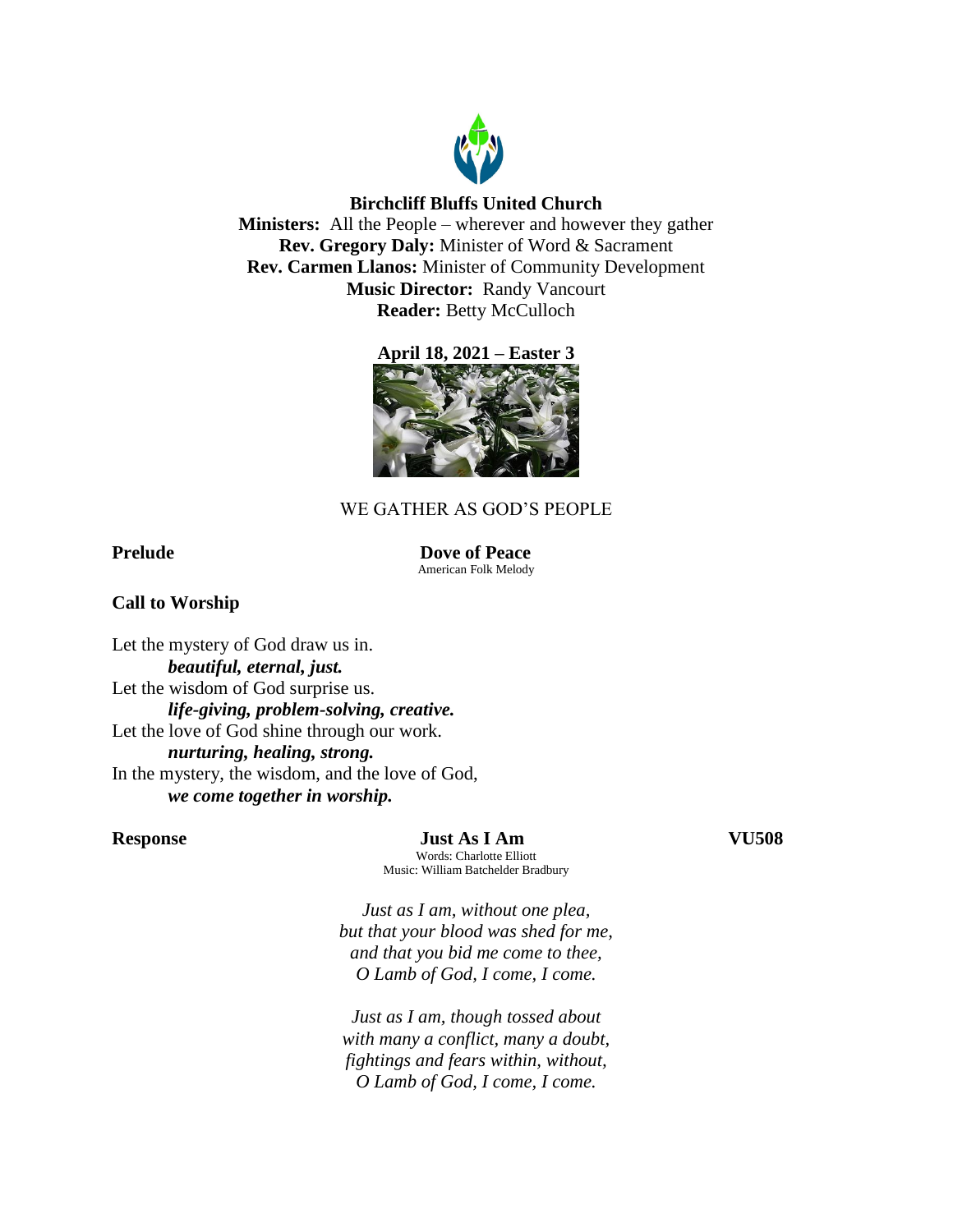**Birchcliff Bluffs United Church**
**Ministers:** All the People – wherever and however they gather
**Rev. Gregory Daly:** Minister of Word & Sacrament
**Rev. Carmen Llanos:** Minister of Community Development
**Music Director:** Randy Vancourt
**Reader:** Betty McCulloch

**April 18, 2021 – Easter 3**

WE GATHER AS GOD'S PEOPLE

**Prelude** **Dove of Peace**
American Folk Melody

**Call to Worship**

Let the mystery of God draw us in.
***beautiful, eternal, just.***
Let the wisdom of God surprise us.
***life-giving, problem-solving, creative.***
Let the love of God shine through our work.
***nurturing, healing, strong.***
In the mystery, the wisdom, and the love of God,
***we come together in worship.***

**Response** **Just As I Am** **VU508**
Words: Charlotte Elliott
Music: William Batchelder Bradbury

*Just as I am, without one plea,*
*but that your blood was shed for me,*
*and that you bid me come to thee,*
*O Lamb of God, I come, I come.*

*Just as I am, though tossed about*
*with many a conflict, many a doubt,*
*fightings and fears within, without,*
*O Lamb of God, I come, I come.*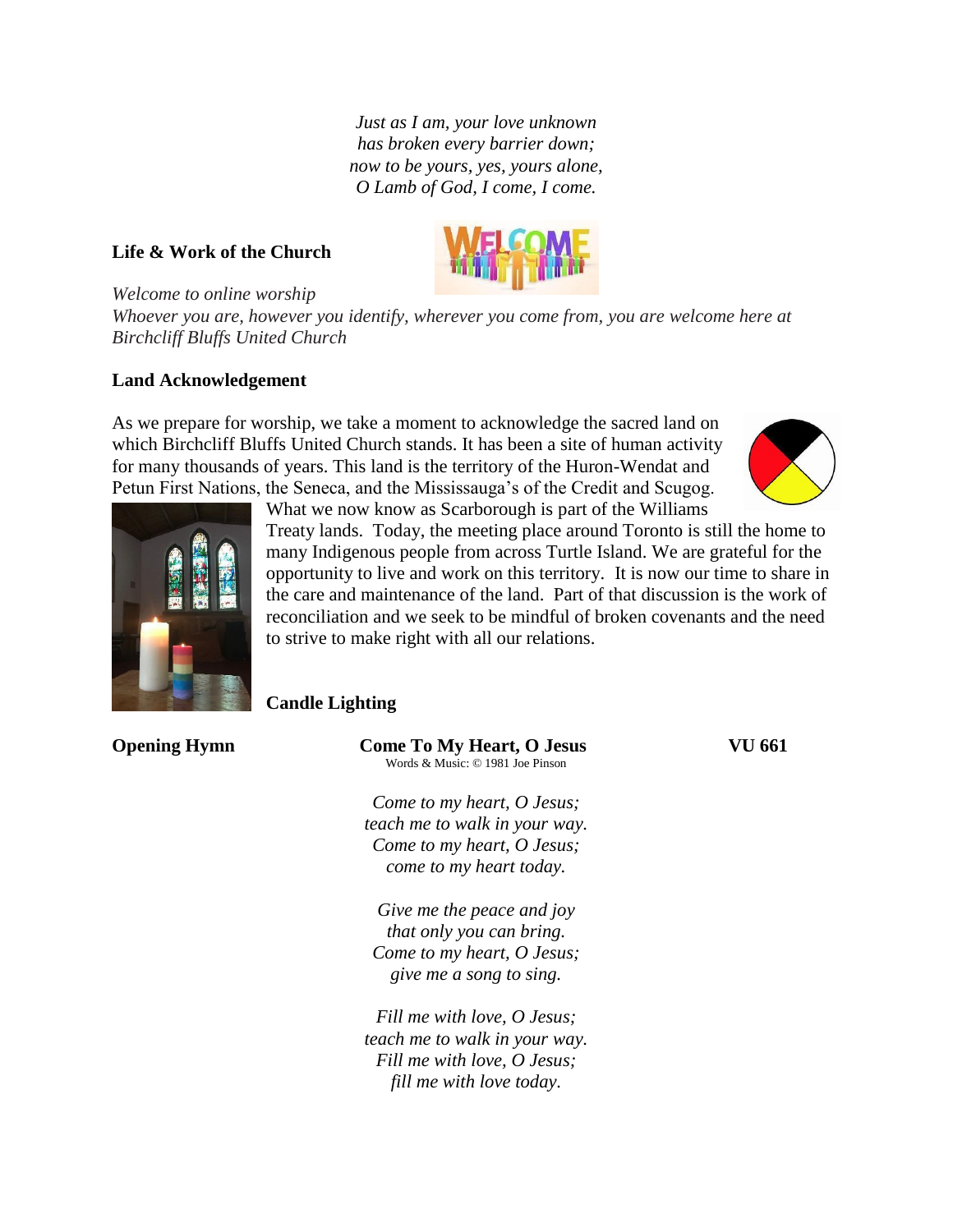*Just as I am, your love unknown*
*has broken every barrier down;*
*now to be yours, yes, yours alone,*
*O Lamb of God, I come, I come.*

**Life & Work of the Church**

*Welcome to online worship*
*Whoever you are, however you identify, wherever you come from, you are welcome here at Birchcliff Bluffs United Church*

**Land Acknowledgement**

As we prepare for worship, we take a moment to acknowledge the sacred land on which Birchcliff Bluffs United Church stands. It has been a site of human activity for many thousands of years. This land is the territory of the Huron-Wendat and Petun First Nations, the Seneca, and the Mississauga's of the Credit and Scugog. What we now know as Scarborough is part of the Williams Treaty lands. Today, the meeting place around Toronto is still the home to many Indigenous people from across Turtle Island. We are grateful for the opportunity to live and work on this territory. It is now our time to share in the care and maintenance of the land. Part of that discussion is the work of reconciliation and we seek to be mindful of broken covenants and the need to strive to make right with all our relations.

**Candle Lighting**

**Opening Hymn** **Come To My Heart, O Jesus** **VU 661**
Words & Music: © 1981 Joe Pinson

*Come to my heart, O Jesus;*
*teach me to walk in your way.*
*Come to my heart, O Jesus;*
*come to my heart today.*

*Give me the peace and joy*
*that only you can bring.*
*Come to my heart, O Jesus;*
*give me a song to sing.*

*Fill me with love, O Jesus;*
*teach me to walk in your way.*
*Fill me with love, O Jesus;*
*fill me with love today.*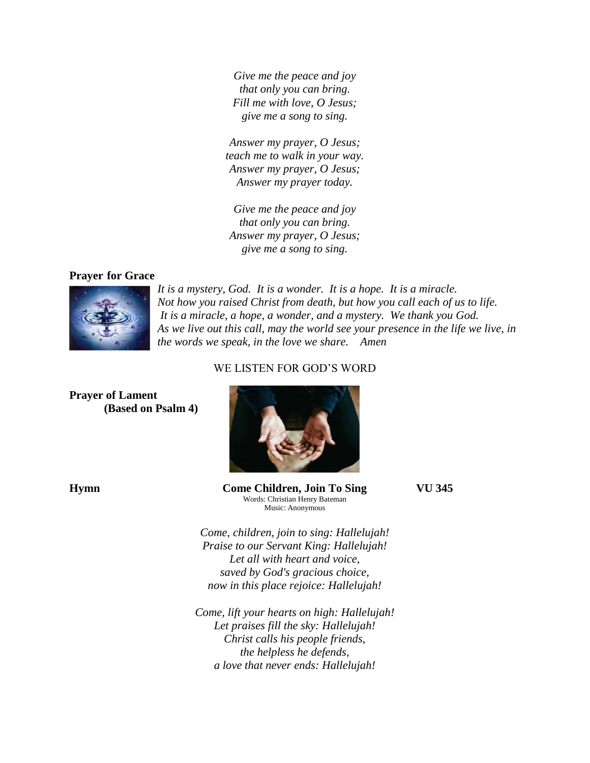*Give me the peace and joy*
*that only you can bring.*
*Fill me with love, O Jesus;*
*give me a song to sing.*

*Answer my prayer, O Jesus;*
*teach me to walk in your way.*
*Answer my prayer, O Jesus;*
*Answer my prayer today.*

*Give me the peace and joy*
*that only you can bring.*
*Answer my prayer, O Jesus;*
*give me a song to sing.*

**Prayer for Grace**

*It is a mystery, God. It is a wonder. It is a hope. It is a miracle.*
*Not how you raised Christ from death, but how you call each of us to life.*
*It is a miracle, a hope, a wonder, and a mystery. We thank you God.*
*As we live out this call, may the world see your presence in the life we live, in the words we speak, in the love we share. Amen*

WE LISTEN FOR GOD'S WORD

**Prayer of Lament**
**(Based on Psalm 4)**

**Hymn** **Come Children, Join To Sing** **VU 345**

Words: Christian Henry Bateman
Music: Anonymous

*Come, children, join to sing: Hallelujah!*
*Praise to our Servant King: Hallelujah!*
*Let all with heart and voice,*
*saved by God's gracious choice,*
*now in this place rejoice: Hallelujah!*

*Come, lift your hearts on high: Hallelujah!*
*Let praises fill the sky: Hallelujah!*
*Christ calls his people friends,*
*the helpless he defends,*
*a love that never ends: Hallelujah!*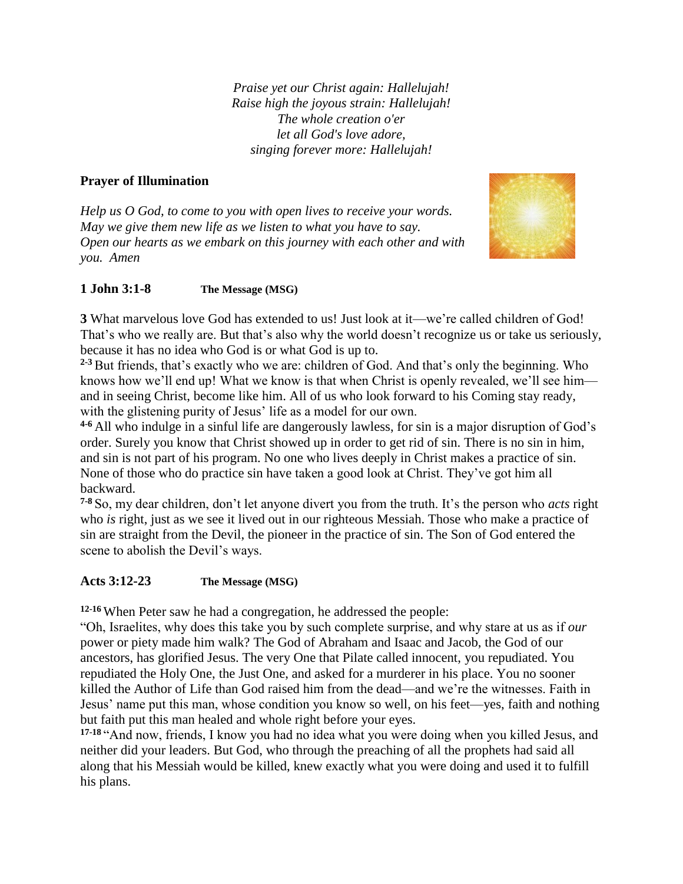*Praise yet our Christ again: Hallelujah!*
*Raise high the joyous strain: Hallelujah!*
*The whole creation o'er*
*let all God's love adore,*
*singing forever more: Hallelujah!*

**Prayer of Illumination**

*Help us O God, to come to you with open lives to receive your words. May we give them new life as we listen to what you have to say. Open our hearts as we embark on this journey with each other and with you. Amen*

**1 John 3:1-8** **The Message (MSG)**

**3** What marvelous love God has extended to us! Just look at it—we're called children of God! That's who we really are. But that's also why the world doesn't recognize us or take us seriously, because it has no idea who God is or what God is up to.

**2-3** But friends, that's exactly who we are: children of God. And that's only the beginning. Who knows how we'll end up! What we know is that when Christ is openly revealed, we'll see him—and in seeing Christ, become like him. All of us who look forward to his Coming stay ready, with the glistening purity of Jesus' life as a model for our own.

**4-6** All who indulge in a sinful life are dangerously lawless, for sin is a major disruption of God's order. Surely you know that Christ showed up in order to get rid of sin. There is no sin in him, and sin is not part of his program. No one who lives deeply in Christ makes a practice of sin. None of those who do practice sin have taken a good look at Christ. They've got him all backward.

**7-8** So, my dear children, don't let anyone divert you from the truth. It's the person who *acts* right who *is* right, just as we see it lived out in our righteous Messiah. Those who make a practice of sin are straight from the Devil, the pioneer in the practice of sin. The Son of God entered the scene to abolish the Devil's ways.

**Acts 3:12-23** **The Message (MSG)**

**12-16** When Peter saw he had a congregation, he addressed the people:

"Oh, Israelites, why does this take you by such complete surprise, and why stare at us as if *our* power or piety made him walk? The God of Abraham and Isaac and Jacob, the God of our ancestors, has glorified Jesus. The very One that Pilate called innocent, you repudiated. You repudiated the Holy One, the Just One, and asked for a murderer in his place. You no sooner killed the Author of Life than God raised him from the dead—and we're the witnesses. Faith in Jesus' name put this man, whose condition you know so well, on his feet—yes, faith and nothing but faith put this man healed and whole right before your eyes.

**17-18** "And now, friends, I know you had no idea what you were doing when you killed Jesus, and neither did your leaders. But God, who through the preaching of all the prophets had said all along that his Messiah would be killed, knew exactly what you were doing and used it to fulfill his plans.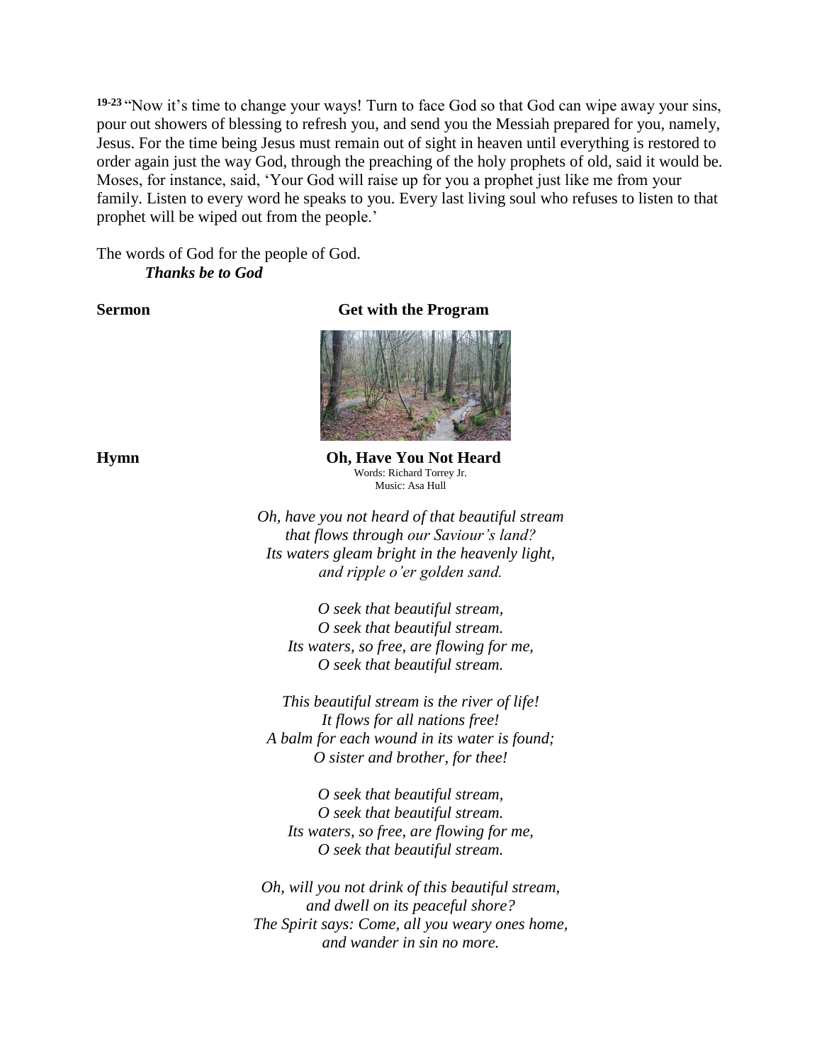19-23 "Now it's time to change your ways! Turn to face God so that God can wipe away your sins, pour out showers of blessing to refresh you, and send you the Messiah prepared for you, namely, Jesus. For the time being Jesus must remain out of sight in heaven until everything is restored to order again just the way God, through the preaching of the holy prophets of old, said it would be. Moses, for instance, said, 'Your God will raise up for you a prophet just like me from your family. Listen to every word he speaks to you. Every last living soul who refuses to listen to that prophet will be wiped out from the people.'

The words of God for the people of God.
***Thanks be to God***

**Sermon** **Get with the Program**

**Hymn** **Oh, Have You Not Heard**
Words: Richard Torrey Jr.
Music: Asa Hull

*Oh, have you not heard of that beautiful stream*
*that flows through our Saviour's land?*
*Its waters gleam bright in the heavenly light,*
*and ripple o'er golden sand.*

*O seek that beautiful stream,*
*O seek that beautiful stream.*
*Its waters, so free, are flowing for me,*
*O seek that beautiful stream.*

*This beautiful stream is the river of life!*
*It flows for all nations free!*
*A balm for each wound in its water is found;*
*O sister and brother, for thee!*

*O seek that beautiful stream,*
*O seek that beautiful stream.*
*Its waters, so free, are flowing for me,*
*O seek that beautiful stream.*

*Oh, will you not drink of this beautiful stream,*
*and dwell on its peaceful shore?*
*The Spirit says: Come, all you weary ones home,*
*and wander in sin no more.*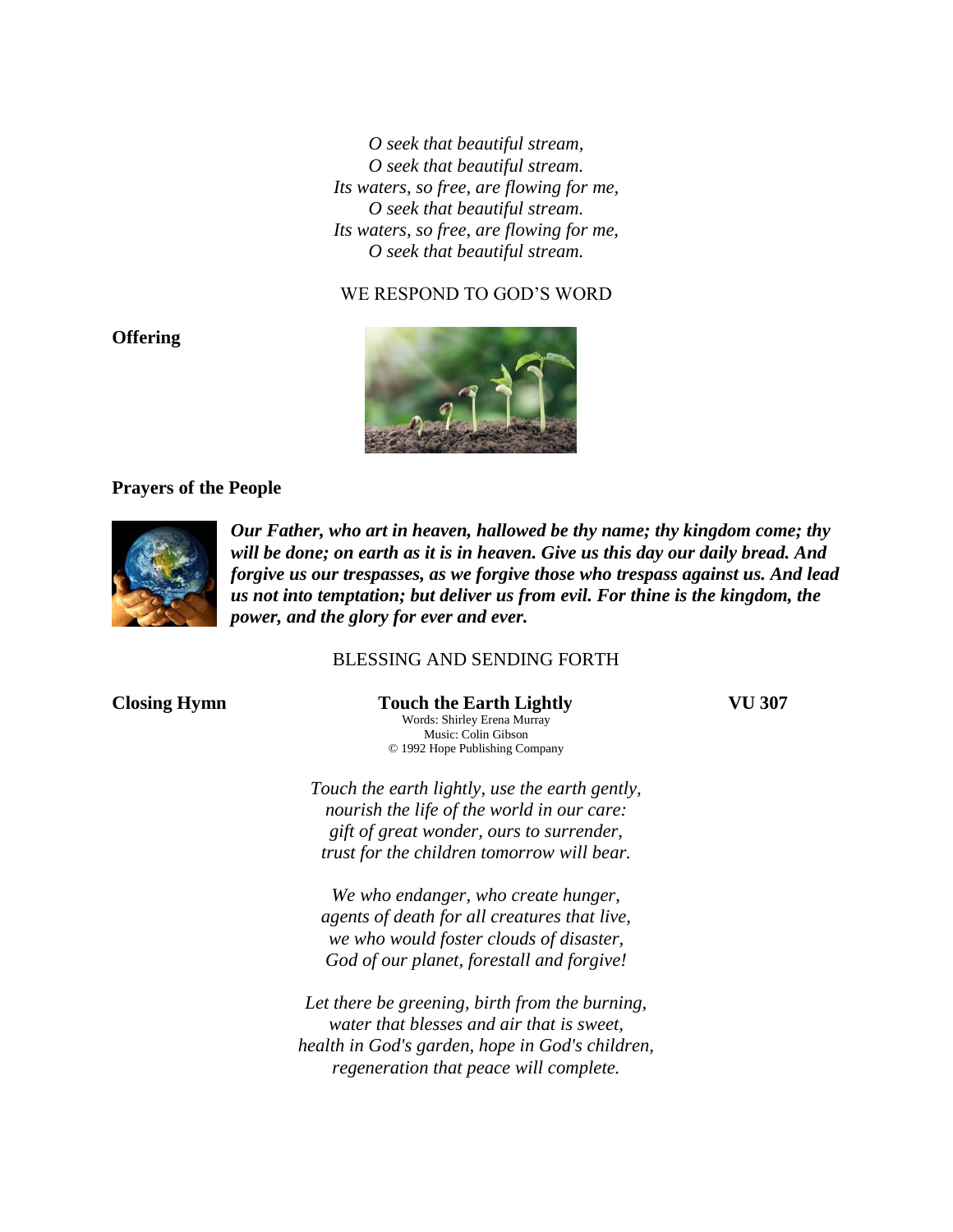*O seek that beautiful stream,*
*O seek that beautiful stream.*
*Its waters, so free, are flowing for me,*
*O seek that beautiful stream.*
*Its waters, so free, are flowing for me,*
*O seek that beautiful stream.*

WE RESPOND TO GOD'S WORD

**Offering**

**Prayers of the People**

***Our Father, who art in heaven, hallowed be thy name; thy kingdom come; thy will be done; on earth as it is in heaven. Give us this day our daily bread. And forgive us our trespasses, as we forgive those who trespass against us. And lead us not into temptation; but deliver us from evil. For thine is the kingdom, the power, and the glory for ever and ever.***

BLESSING AND SENDING FORTH

**Closing Hymn** **Touch the Earth Lightly** **VU 307**

Words: Shirley Erena Murray
Music: Colin Gibson
© 1992 Hope Publishing Company

*Touch the earth lightly, use the earth gently,*
*nourish the life of the world in our care:*
*gift of great wonder, ours to surrender,*
*trust for the children tomorrow will bear.*

*We who endanger, who create hunger,*
*agents of death for all creatures that live,*
*we who would foster clouds of disaster,*
*God of our planet, forestall and forgive!*

*Let there be greening, birth from the burning,*
*water that blesses and air that is sweet,*
*health in God's garden, hope in God's children,*
*regeneration that peace will complete.*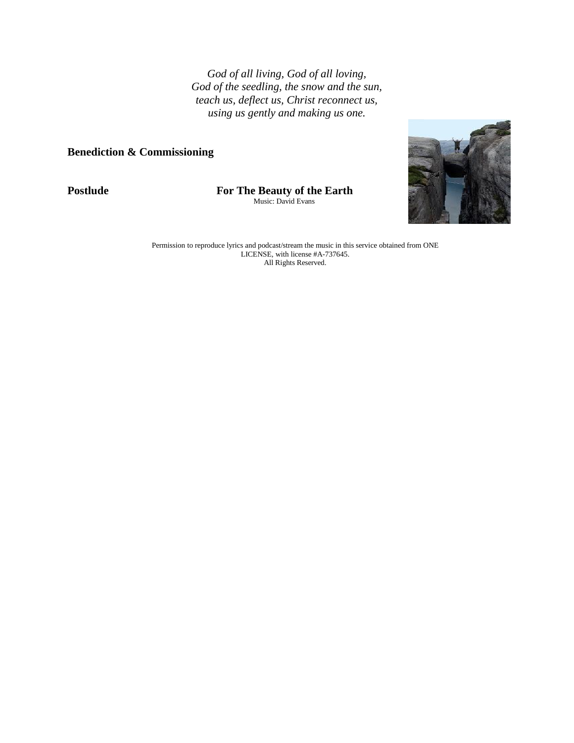*God of all living, God of all loving,*
*God of the seedling, the snow and the sun,*
*teach us, deflect us, Christ reconnect us,*
*using us gently and making us one.*

**Benediction & Commissioning**

**Postlude** **For The Beauty of the Earth**
Music: David Evans

Permission to reproduce lyrics and podcast/stream the music in this service obtained from ONE LICENSE, with license #A-737645.
All Rights Reserved.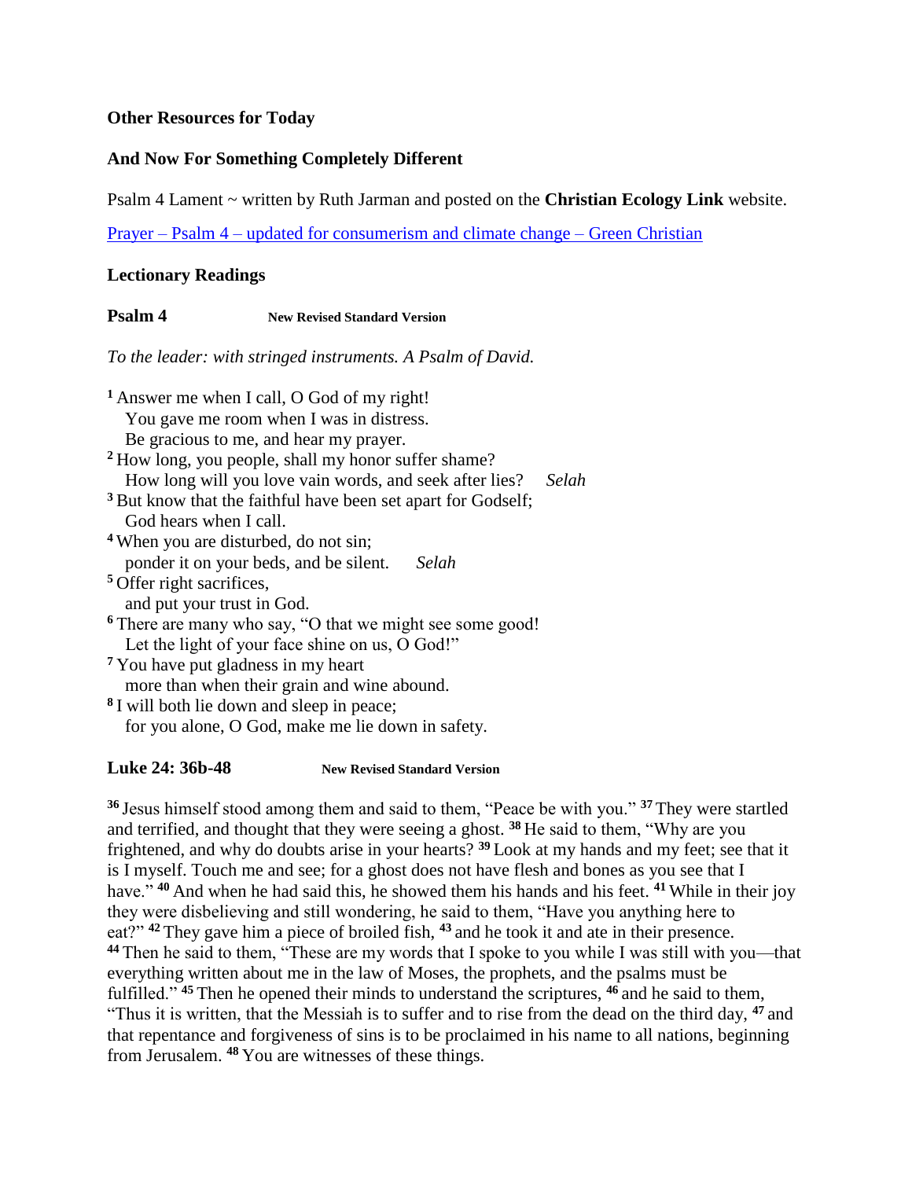**Other Resources for Today**

**And Now For Something Completely Different**

Psalm 4 Lament ~ written by Ruth Jarman and posted on the **Christian Ecology Link** website.

[Prayer – Psalm 4 – updated for consumerism and climate change – Green Christian]

**Lectionary Readings**

**Psalm 4** **New Revised Standard Version**

*To the leader: with stringed instruments. A Psalm of David.*

[1] Answer me when I call, O God of my right!
You gave me room when I was in distress.
Be gracious to me, and hear my prayer.
[2] How long, you people, shall my honor suffer shame?
How long will you love vain words, and seek after lies? *Selah*
[3] But know that the faithful have been set apart for Godself;
God hears when I call.
[4] When you are disturbed, do not sin;
ponder it on your beds, and be silent. *Selah*
[5] Offer right sacrifices,
and put your trust in God.
[6] There are many who say, "O that we might see some good!
Let the light of your face shine on us, O God!"
[7] You have put gladness in my heart
more than when their grain and wine abound.
[8] I will both lie down and sleep in peace;
for you alone, O God, make me lie down in safety.

**Luke 24: 36b-48** **New Revised Standard Version**

[36] Jesus himself stood among them and said to them, "Peace be with you." [37] They were startled and terrified, and thought that they were seeing a ghost. [38] He said to them, "Why are you frightened, and why do doubts arise in your hearts? [39] Look at my hands and my feet; see that it is I myself. Touch me and see; for a ghost does not have flesh and bones as you see that I have." [40] And when he had said this, he showed them his hands and his feet. [41] While in their joy they were disbelieving and still wondering, he said to them, "Have you anything here to eat?" [42] They gave him a piece of broiled fish, [43] and he took it and ate in their presence. [44] Then he said to them, "These are my words that I spoke to you while I was still with you—that everything written about me in the law of Moses, the prophets, and the psalms must be fulfilled." [45] Then he opened their minds to understand the scriptures, [46] and he said to them, "Thus it is written, that the Messiah is to suffer and to rise from the dead on the third day, [47] and that repentance and forgiveness of sins is to be proclaimed in his name to all nations, beginning from Jerusalem. [48] You are witnesses of these things.